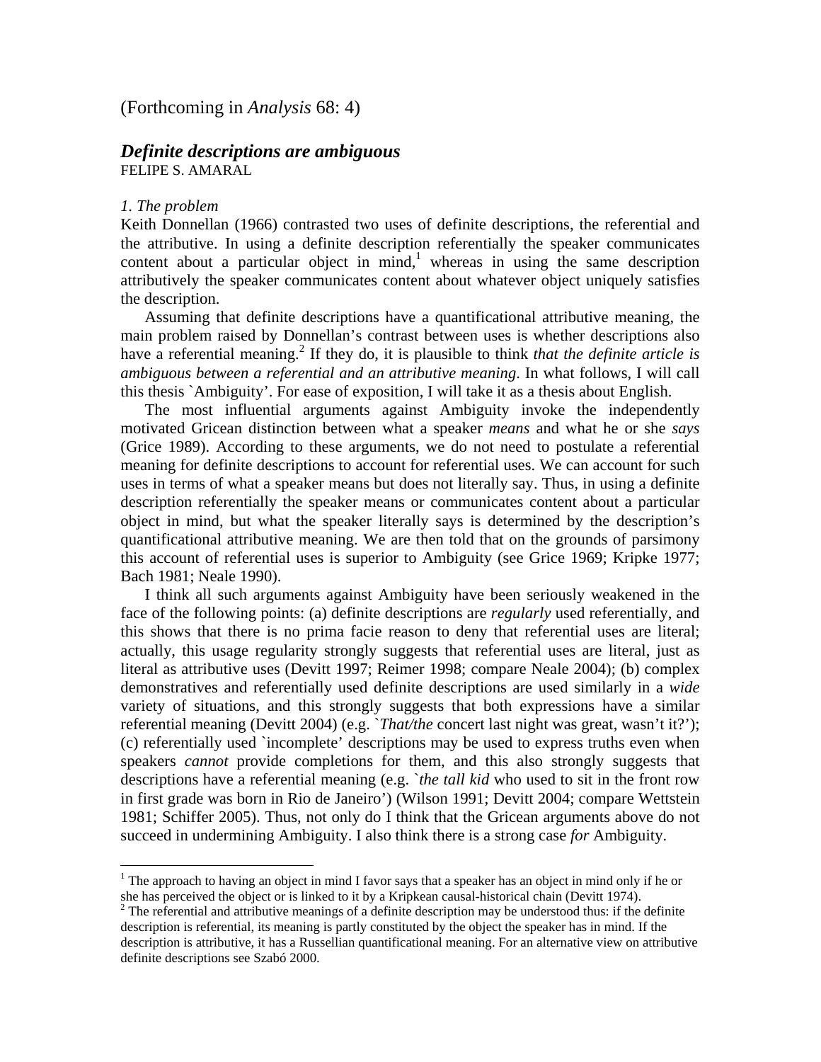(Forthcoming in *Analysis* 68: 4)

# *Definite descriptions are ambiguous*

FELIPE S. AMARAL

## *1. The problem*

Keith Donnellan (1966) contrasted two uses of definite descriptions, the referential and the attributive. In using a definite description referentially the speaker communicates content about a particular object in mind,[1] whereas in using the same description attributively the speaker communicates content about whatever object uniquely satisfies the description.

Assuming that definite descriptions have a quantificational attributive meaning, the main problem raised by Donnellan's contrast between uses is whether descriptions also have a referential meaning.[2] If they do, it is plausible to think *that the definite article is ambiguous between a referential and an attributive meaning*. In what follows, I will call this thesis `Ambiguity'. For ease of exposition, I will take it as a thesis about English.

The most influential arguments against Ambiguity invoke the independently motivated Gricean distinction between what a speaker *means* and what he or she *says* (Grice 1989). According to these arguments, we do not need to postulate a referential meaning for definite descriptions to account for referential uses. We can account for such uses in terms of what a speaker means but does not literally say. Thus, in using a definite description referentially the speaker means or communicates content about a particular object in mind, but what the speaker literally says is determined by the description's quantificational attributive meaning. We are then told that on the grounds of parsimony this account of referential uses is superior to Ambiguity (see Grice 1969; Kripke 1977; Bach 1981; Neale 1990).

I think all such arguments against Ambiguity have been seriously weakened in the face of the following points: (a) definite descriptions are *regularly* used referentially, and this shows that there is no prima facie reason to deny that referential uses are literal; actually, this usage regularity strongly suggests that referential uses are literal, just as literal as attributive uses (Devitt 1997; Reimer 1998; compare Neale 2004); (b) complex demonstratives and referentially used definite descriptions are used similarly in a *wide* variety of situations, and this strongly suggests that both expressions have a similar referential meaning (Devitt 2004) (e.g. `*That/the* concert last night was great, wasn't it?'); (c) referentially used `incomplete' descriptions may be used to express truths even when speakers *cannot* provide completions for them, and this also strongly suggests that descriptions have a referential meaning (e.g. `*the tall kid* who used to sit in the front row in first grade was born in Rio de Janeiro') (Wilson 1991; Devitt 2004; compare Wettstein 1981; Schiffer 2005). Thus, not only do I think that the Gricean arguments above do not succeed in undermining Ambiguity. I also think there is a strong case *for* Ambiguity.

---

[1] The approach to having an object in mind I favor says that a speaker has an object in mind only if he or she has perceived the object or is linked to it by a Kripkean causal-historical chain (Devitt 1974).

[2] The referential and attributive meanings of a definite description may be understood thus: if the definite description is referential, its meaning is partly constituted by the object the speaker has in mind. If the description is attributive, it has a Russellian quantificational meaning. For an alternative view on attributive definite descriptions see Szabó 2000.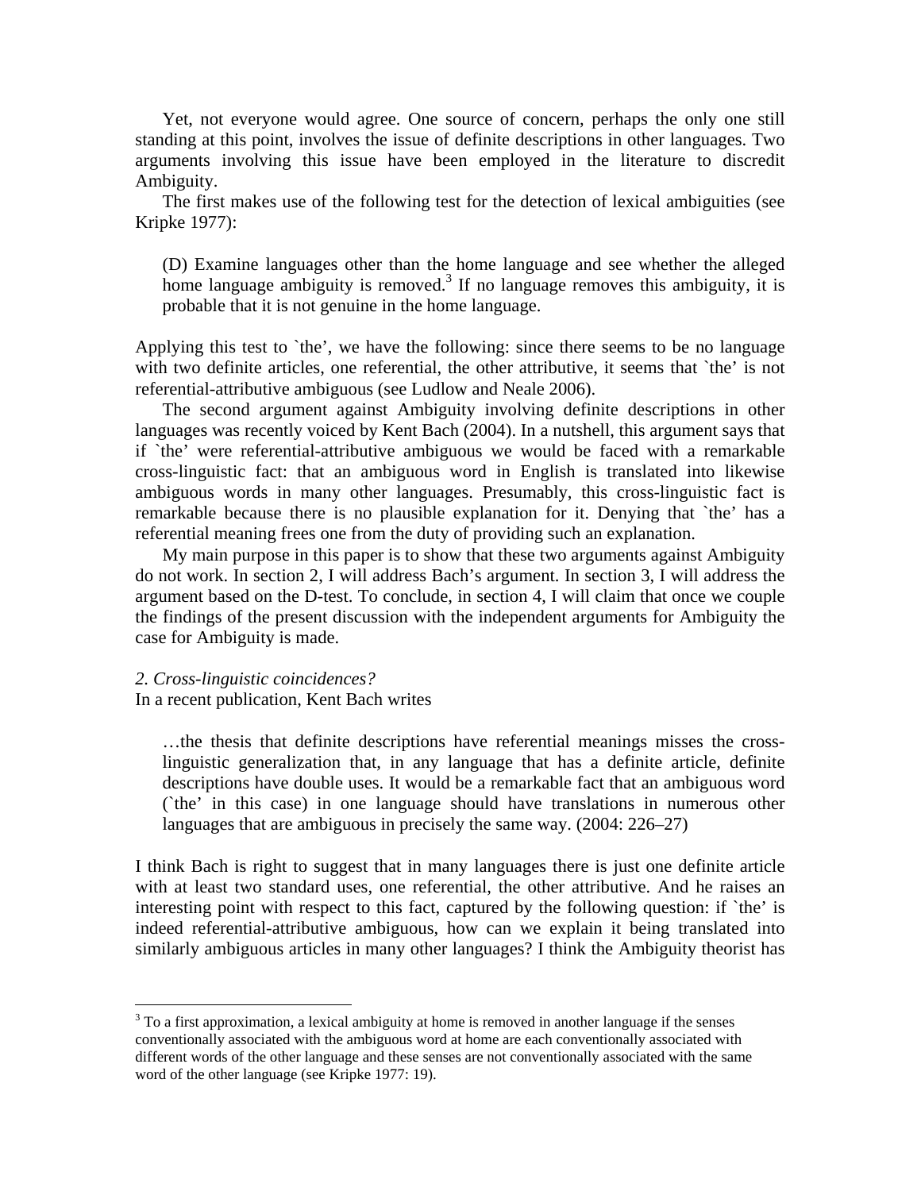Yet, not everyone would agree. One source of concern, perhaps the only one still standing at this point, involves the issue of definite descriptions in other languages. Two arguments involving this issue have been employed in the literature to discredit Ambiguity.

The first makes use of the following test for the detection of lexical ambiguities (see Kripke 1977):

> (D) Examine languages other than the home language and see whether the alleged home language ambiguity is removed.[3] If no language removes this ambiguity, it is probable that it is not genuine in the home language.

Applying this test to `the', we have the following: since there seems to be no language with two definite articles, one referential, the other attributive, it seems that `the' is not referential-attributive ambiguous (see Ludlow and Neale 2006).

The second argument against Ambiguity involving definite descriptions in other languages was recently voiced by Kent Bach (2004). In a nutshell, this argument says that if `the' were referential-attributive ambiguous we would be faced with a remarkable cross-linguistic fact: that an ambiguous word in English is translated into likewise ambiguous words in many other languages. Presumably, this cross-linguistic fact is remarkable because there is no plausible explanation for it. Denying that `the' has a referential meaning frees one from the duty of providing such an explanation.

My main purpose in this paper is to show that these two arguments against Ambiguity do not work. In section 2, I will address Bach's argument. In section 3, I will address the argument based on the D-test. To conclude, in section 4, I will claim that once we couple the findings of the present discussion with the independent arguments for Ambiguity the case for Ambiguity is made.

## *2. Cross-linguistic coincidences?*

In a recent publication, Kent Bach writes

> …the thesis that definite descriptions have referential meanings misses the cross-linguistic generalization that, in any language that has a definite article, definite descriptions have double uses. It would be a remarkable fact that an ambiguous word (`the' in this case) in one language should have translations in numerous other languages that are ambiguous in precisely the same way. (2004: 226–27)

I think Bach is right to suggest that in many languages there is just one definite article with at least two standard uses, one referential, the other attributive. And he raises an interesting point with respect to this fact, captured by the following question: if `the' is indeed referential-attributive ambiguous, how can we explain it being translated into similarly ambiguous articles in many other languages? I think the Ambiguity theorist has

---

[3] To a first approximation, a lexical ambiguity at home is removed in another language if the senses conventionally associated with the ambiguous word at home are each conventionally associated with different words of the other language and these senses are not conventionally associated with the same word of the other language (see Kripke 1977: 19).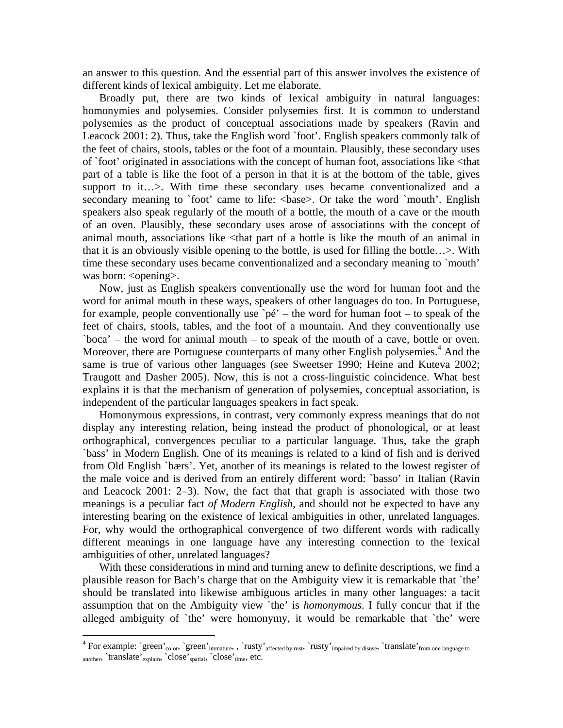an answer to this question. And the essential part of this answer involves the existence of different kinds of lexical ambiguity. Let me elaborate.

Broadly put, there are two kinds of lexical ambiguity in natural languages: homonymies and polysemies. Consider polysemies first. It is common to understand polysemies as the product of conceptual associations made by speakers (Ravin and Leacock 2001: 2). Thus, take the English word `foot'. English speakers commonly talk of the feet of chairs, stools, tables or the foot of a mountain. Plausibly, these secondary uses of `foot' originated in associations with the concept of human foot, associations like <that part of a table is like the foot of a person in that it is at the bottom of the table, gives support to it…>. With time these secondary uses became conventionalized and a secondary meaning to `foot' came to life: <base>. Or take the word `mouth'. English speakers also speak regularly of the mouth of a bottle, the mouth of a cave or the mouth of an oven. Plausibly, these secondary uses arose of associations with the concept of animal mouth, associations like <that part of a bottle is like the mouth of an animal in that it is an obviously visible opening to the bottle, is used for filling the bottle…>. With time these secondary uses became conventionalized and a secondary meaning to `mouth' was born: <opening>.

Now, just as English speakers conventionally use the word for human foot and the word for animal mouth in these ways, speakers of other languages do too. In Portuguese, for example, people conventionally use `pé' – the word for human foot – to speak of the feet of chairs, stools, tables, and the foot of a mountain. And they conventionally use `boca' – the word for animal mouth – to speak of the mouth of a cave, bottle or oven. Moreover, there are Portuguese counterparts of many other English polysemies.[4] And the same is true of various other languages (see Sweetser 1990; Heine and Kuteva 2002; Traugott and Dasher 2005). Now, this is not a cross-linguistic coincidence. What best explains it is that the mechanism of generation of polysemies, conceptual association, is independent of the particular languages speakers in fact speak.

Homonymous expressions, in contrast, very commonly express meanings that do not display any interesting relation, being instead the product of phonological, or at least orthographical, convergences peculiar to a particular language. Thus, take the graph `bass' in Modern English. One of its meanings is related to a kind of fish and is derived from Old English `bærs'. Yet, another of its meanings is related to the lowest register of the male voice and is derived from an entirely different word: `basso' in Italian (Ravin and Leacock 2001: 2–3). Now, the fact that that graph is associated with those two meanings is a peculiar fact *of Modern English*, and should not be expected to have any interesting bearing on the existence of lexical ambiguities in other, unrelated languages. For, why would the orthographical convergence of two different words with radically different meanings in one language have any interesting connection to the lexical ambiguities of other, unrelated languages?

With these considerations in mind and turning anew to definite descriptions, we find a plausible reason for Bach's charge that on the Ambiguity view it is remarkable that `the' should be translated into likewise ambiguous articles in many other languages: a tacit assumption that on the Ambiguity view `the' is *homonymous*. I fully concur that if the alleged ambiguity of `the' were homonymy, it would be remarkable that `the' were

---

[4] For example: `green'$_{\text{color}}$, `green'$_{\text{immature}}$, , `rusty'$_{\text{affected by rust}}$, `rusty'$_{\text{impaired by disuse}}$, `translate'$_{\text{from one language to another}}$, `translate'$_{\text{explain}}$, `close'$_{\text{spatial}}$, `close'$_{\text{time}}$, etc.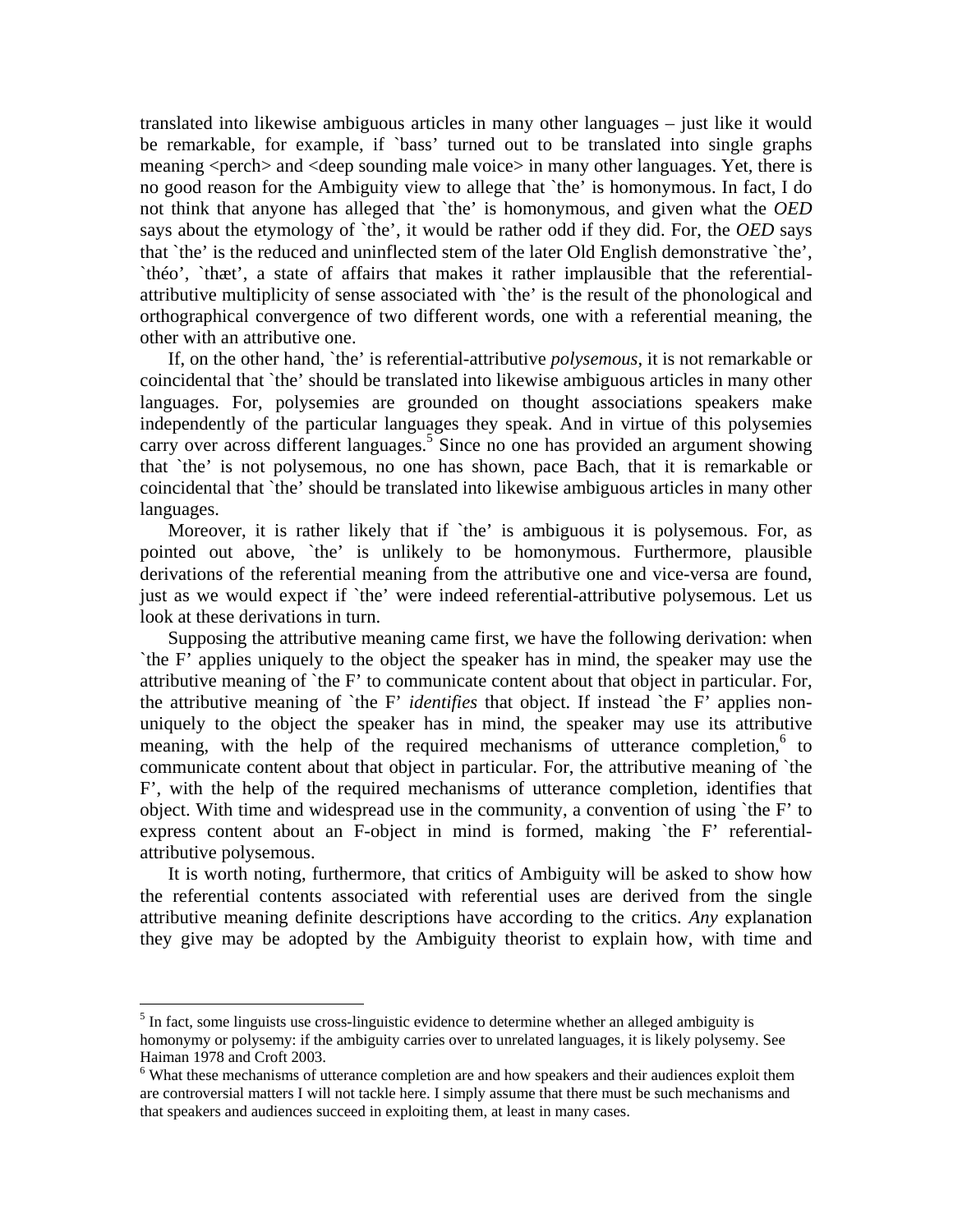translated into likewise ambiguous articles in many other languages – just like it would be remarkable, for example, if `bass' turned out to be translated into single graphs meaning <perch> and <deep sounding male voice> in many other languages. Yet, there is no good reason for the Ambiguity view to allege that `the' is homonymous. In fact, I do not think that anyone has alleged that `the' is homonymous, and given what the *OED* says about the etymology of `the', it would be rather odd if they did. For, the *OED* says that `the' is the reduced and uninflected stem of the later Old English demonstrative `the', `théo', `thæt', a state of affairs that makes it rather implausible that the referential-attributive multiplicity of sense associated with `the' is the result of the phonological and orthographical convergence of two different words, one with a referential meaning, the other with an attributive one.

If, on the other hand, `the' is referential-attributive *polysemous*, it is not remarkable or coincidental that `the' should be translated into likewise ambiguous articles in many other languages. For, polysemies are grounded on thought associations speakers make independently of the particular languages they speak. And in virtue of this polysemies carry over across different languages.[5] Since no one has provided an argument showing that `the' is not polysemous, no one has shown, pace Bach, that it is remarkable or coincidental that `the' should be translated into likewise ambiguous articles in many other languages.

Moreover, it is rather likely that if `the' is ambiguous it is polysemous. For, as pointed out above, `the' is unlikely to be homonymous. Furthermore, plausible derivations of the referential meaning from the attributive one and vice-versa are found, just as we would expect if `the' were indeed referential-attributive polysemous. Let us look at these derivations in turn.

Supposing the attributive meaning came first, we have the following derivation: when `the F' applies uniquely to the object the speaker has in mind, the speaker may use the attributive meaning of `the F' to communicate content about that object in particular. For, the attributive meaning of `the F' *identifies* that object. If instead `the F' applies non-uniquely to the object the speaker has in mind, the speaker may use its attributive meaning, with the help of the required mechanisms of utterance completion,[6] to communicate content about that object in particular. For, the attributive meaning of `the F', with the help of the required mechanisms of utterance completion, identifies that object. With time and widespread use in the community, a convention of using `the F' to express content about an F-object in mind is formed, making `the F' referential-attributive polysemous.

It is worth noting, furthermore, that critics of Ambiguity will be asked to show how the referential contents associated with referential uses are derived from the single attributive meaning definite descriptions have according to the critics. *Any* explanation they give may be adopted by the Ambiguity theorist to explain how, with time and

[5] In fact, some linguists use cross-linguistic evidence to determine whether an alleged ambiguity is homonymy or polysemy: if the ambiguity carries over to unrelated languages, it is likely polysemy. See Haiman 1978 and Croft 2003.

[6] What these mechanisms of utterance completion are and how speakers and their audiences exploit them are controversial matters I will not tackle here. I simply assume that there must be such mechanisms and that speakers and audiences succeed in exploiting them, at least in many cases.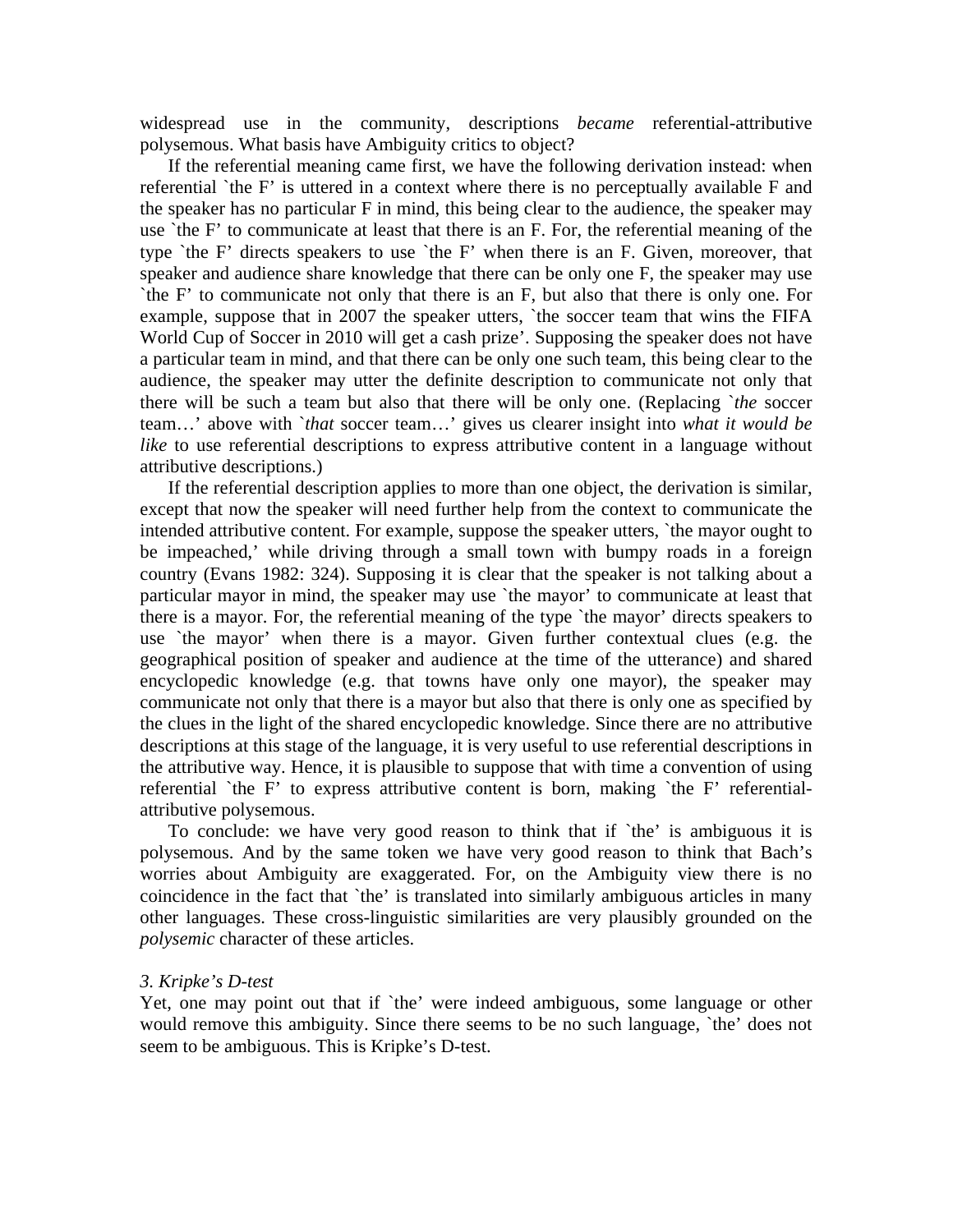widespread use in the community, descriptions *became* referential-attributive polysemous. What basis have Ambiguity critics to object?

If the referential meaning came first, we have the following derivation instead: when referential `the F' is uttered in a context where there is no perceptually available F and the speaker has no particular F in mind, this being clear to the audience, the speaker may use `the F' to communicate at least that there is an F. For, the referential meaning of the type `the F' directs speakers to use `the F' when there is an F. Given, moreover, that speaker and audience share knowledge that there can be only one F, the speaker may use `the F' to communicate not only that there is an F, but also that there is only one. For example, suppose that in 2007 the speaker utters, `the soccer team that wins the FIFA World Cup of Soccer in 2010 will get a cash prize'. Supposing the speaker does not have a particular team in mind, and that there can be only one such team, this being clear to the audience, the speaker may utter the definite description to communicate not only that there will be such a team but also that there will be only one. (Replacing `*the* soccer team…' above with `*that* soccer team…' gives us clearer insight into *what it would be like* to use referential descriptions to express attributive content in a language without attributive descriptions.)

If the referential description applies to more than one object, the derivation is similar, except that now the speaker will need further help from the context to communicate the intended attributive content. For example, suppose the speaker utters, `the mayor ought to be impeached,' while driving through a small town with bumpy roads in a foreign country (Evans 1982: 324). Supposing it is clear that the speaker is not talking about a particular mayor in mind, the speaker may use `the mayor' to communicate at least that there is a mayor. For, the referential meaning of the type `the mayor' directs speakers to use `the mayor' when there is a mayor. Given further contextual clues (e.g. the geographical position of speaker and audience at the time of the utterance) and shared encyclopedic knowledge (e.g. that towns have only one mayor), the speaker may communicate not only that there is a mayor but also that there is only one as specified by the clues in the light of the shared encyclopedic knowledge. Since there are no attributive descriptions at this stage of the language, it is very useful to use referential descriptions in the attributive way. Hence, it is plausible to suppose that with time a convention of using referential `the F' to express attributive content is born, making `the F' referential-attributive polysemous.

To conclude: we have very good reason to think that if `the' is ambiguous it is polysemous. And by the same token we have very good reason to think that Bach's worries about Ambiguity are exaggerated. For, on the Ambiguity view there is no coincidence in the fact that `the' is translated into similarly ambiguous articles in many other languages. These cross-linguistic similarities are very plausibly grounded on the *polysemic* character of these articles.

### *3. Kripke's D-test*

Yet, one may point out that if `the' were indeed ambiguous, some language or other would remove this ambiguity. Since there seems to be no such language, `the' does not seem to be ambiguous. This is Kripke's D-test.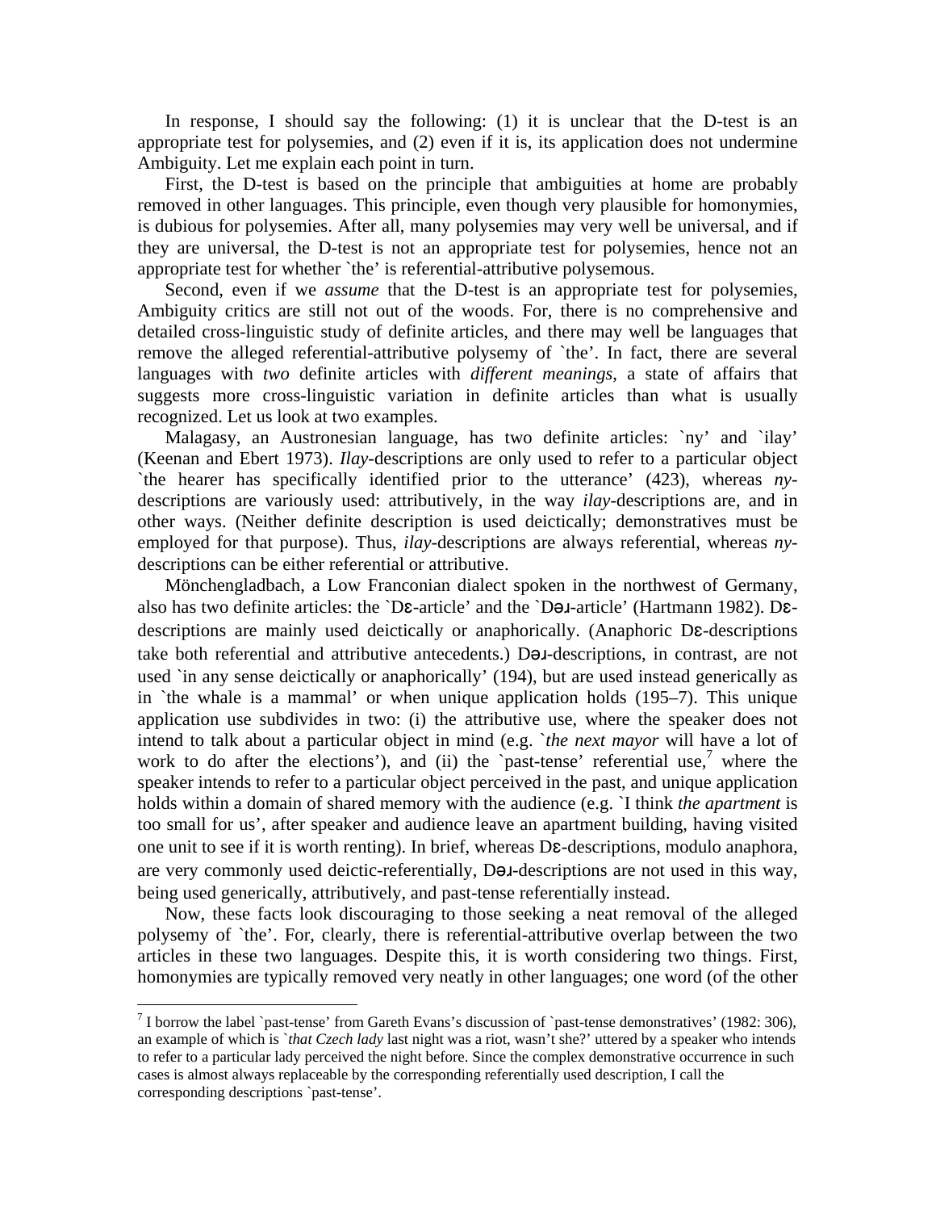In response, I should say the following: (1) it is unclear that the D-test is an appropriate test for polysemies, and (2) even if it is, its application does not undermine Ambiguity. Let me explain each point in turn.

First, the D-test is based on the principle that ambiguities at home are probably removed in other languages. This principle, even though very plausible for homonymies, is dubious for polysemies. After all, many polysemies may very well be universal, and if they are universal, the D-test is not an appropriate test for polysemies, hence not an appropriate test for whether `the' is referential-attributive polysemous.

Second, even if we *assume* that the D-test is an appropriate test for polysemies, Ambiguity critics are still not out of the woods. For, there is no comprehensive and detailed cross-linguistic study of definite articles, and there may well be languages that remove the alleged referential-attributive polysemy of `the'. In fact, there are several languages with *two* definite articles with *different meanings*, a state of affairs that suggests more cross-linguistic variation in definite articles than what is usually recognized. Let us look at two examples.

Malagasy, an Austronesian language, has two definite articles: `ny' and `ilay' (Keenan and Ebert 1973). *Ilay*-descriptions are only used to refer to a particular object `the hearer has specifically identified prior to the utterance' (423), whereas *ny*-descriptions are variously used: attributively, in the way *ilay*-descriptions are, and in other ways. (Neither definite description is used deictically; demonstratives must be employed for that purpose). Thus, *ilay*-descriptions are always referential, whereas *ny*-descriptions can be either referential or attributive.

Mönchengladbach, a Low Franconian dialect spoken in the northwest of Germany, also has two definite articles: the `Dɛ-article' and the `Dəɹ-article' (Hartmann 1982). Dɛ-descriptions are mainly used deictically or anaphorically. (Anaphoric Dɛ-descriptions take both referential and attributive antecedents.) Dəɹ-descriptions, in contrast, are not used `in any sense deictically or anaphorically' (194), but are used instead generically as in `the whale is a mammal' or when unique application holds (195–7). This unique application use subdivides in two: (i) the attributive use, where the speaker does not intend to talk about a particular object in mind (e.g. `*the next mayor* will have a lot of work to do after the elections'), and (ii) the `past-tense' referential use,[7] where the speaker intends to refer to a particular object perceived in the past, and unique application holds within a domain of shared memory with the audience (e.g. `I think *the apartment* is too small for us', after speaker and audience leave an apartment building, having visited one unit to see if it is worth renting). In brief, whereas Dɛ-descriptions, modulo anaphora, are very commonly used deictic-referentially, Dəɹ-descriptions are not used in this way, being used generically, attributively, and past-tense referentially instead.

Now, these facts look discouraging to those seeking a neat removal of the alleged polysemy of `the'. For, clearly, there is referential-attributive overlap between the two articles in these two languages. Despite this, it is worth considering two things. First, homonymies are typically removed very neatly in other languages; one word (of the other

---

[7] I borrow the label `past-tense' from Gareth Evans's discussion of `past-tense demonstratives' (1982: 306), an example of which is `*that Czech lady* last night was a riot, wasn't she?' uttered by a speaker who intends to refer to a particular lady perceived the night before. Since the complex demonstrative occurrence in such cases is almost always replaceable by the corresponding referentially used description, I call the corresponding descriptions `past-tense'.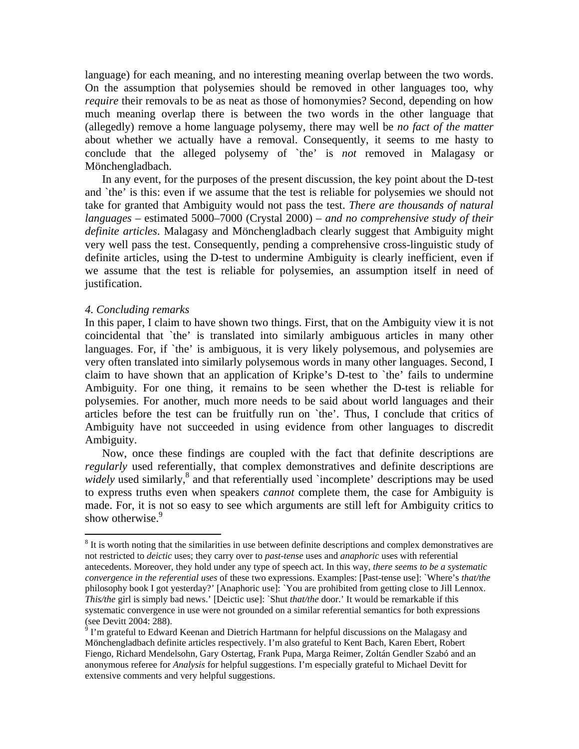language) for each meaning, and no interesting meaning overlap between the two words. On the assumption that polysemies should be removed in other languages too, why *require* their removals to be as neat as those of homonymies? Second, depending on how much meaning overlap there is between the two words in the other language that (allegedly) remove a home language polysemy, there may well be *no fact of the matter* about whether we actually have a removal. Consequently, it seems to me hasty to conclude that the alleged polysemy of `the' is *not* removed in Malagasy or Mönchengladbach.

In any event, for the purposes of the present discussion, the key point about the D-test and `the' is this: even if we assume that the test is reliable for polysemies we should not take for granted that Ambiguity would not pass the test. *There are thousands of natural languages* – estimated 5000–7000 (Crystal 2000) – *and no comprehensive study of their definite articles*. Malagasy and Mönchengladbach clearly suggest that Ambiguity might very well pass the test. Consequently, pending a comprehensive cross-linguistic study of definite articles, using the D-test to undermine Ambiguity is clearly inefficient, even if we assume that the test is reliable for polysemies, an assumption itself in need of justification.

*4. Concluding remarks*

In this paper, I claim to have shown two things. First, that on the Ambiguity view it is not coincidental that `the' is translated into similarly ambiguous articles in many other languages. For, if `the' is ambiguous, it is very likely polysemous, and polysemies are very often translated into similarly polysemous words in many other languages. Second, I claim to have shown that an application of Kripke's D-test to `the' fails to undermine Ambiguity. For one thing, it remains to be seen whether the D-test is reliable for polysemies. For another, much more needs to be said about world languages and their articles before the test can be fruitfully run on `the'. Thus, I conclude that critics of Ambiguity have not succeeded in using evidence from other languages to discredit Ambiguity.

Now, once these findings are coupled with the fact that definite descriptions are *regularly* used referentially, that complex demonstratives and definite descriptions are *widely* used similarly,[8] and that referentially used `incomplete' descriptions may be used to express truths even when speakers *cannot* complete them, the case for Ambiguity is made. For, it is not so easy to see which arguments are still left for Ambiguity critics to show otherwise.[9]

[8] It is worth noting that the similarities in use between definite descriptions and complex demonstratives are not restricted to *deictic* uses; they carry over to *past-tense* uses and *anaphoric* uses with referential antecedents. Moreover, they hold under any type of speech act. In this way, *there seems to be a systematic convergence in the referential uses* of these two expressions. Examples: [Past-tense use]: `Where's *that/the* philosophy book I got yesterday?' [Anaphoric use]: `You are prohibited from getting close to Jill Lennox. *This/the* girl is simply bad news.' [Deictic use]: `Shut *that/the* door.' It would be remarkable if this systematic convergence in use were not grounded on a similar referential semantics for both expressions (see Devitt 2004: 288).

[9] I'm grateful to Edward Keenan and Dietrich Hartmann for helpful discussions on the Malagasy and Mönchengladbach definite articles respectively. I'm also grateful to Kent Bach, Karen Ebert, Robert Fiengo, Richard Mendelsohn, Gary Ostertag, Frank Pupa, Marga Reimer, Zoltán Gendler Szabó and an anonymous referee for *Analysis* for helpful suggestions. I'm especially grateful to Michael Devitt for extensive comments and very helpful suggestions.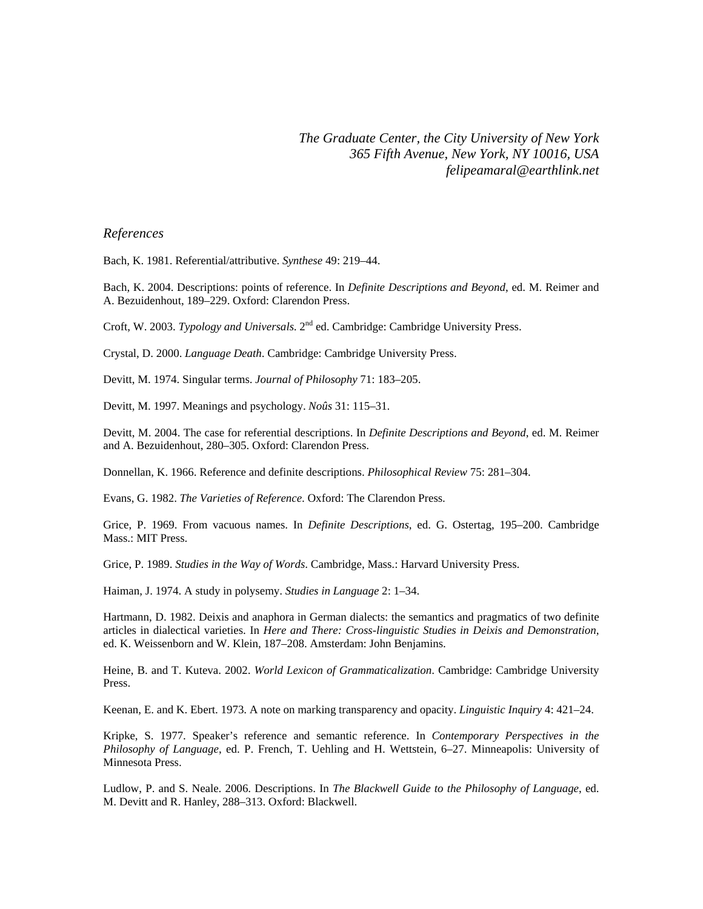*The Graduate Center, the City University of New York*
*365 Fifth Avenue, New York, NY 10016, USA*
*felipeamaral@earthlink.net*

## *References*

Bach, K. 1981. Referential/attributive. *Synthese* 49: 219–44.

Bach, K. 2004. Descriptions: points of reference. In *Definite Descriptions and Beyond*, ed. M. Reimer and A. Bezuidenhout, 189–229. Oxford: Clarendon Press.

Croft, W. 2003. *Typology and Universals*. 2nd ed. Cambridge: Cambridge University Press.

Crystal, D. 2000. *Language Death*. Cambridge: Cambridge University Press.

Devitt, M. 1974. Singular terms. *Journal of Philosophy* 71: 183–205.

Devitt, M. 1997. Meanings and psychology. *Noûs* 31: 115–31.

Devitt, M. 2004. The case for referential descriptions. In *Definite Descriptions and Beyond*, ed. M. Reimer and A. Bezuidenhout, 280–305. Oxford: Clarendon Press.

Donnellan, K. 1966. Reference and definite descriptions. *Philosophical Review* 75: 281–304.

Evans, G. 1982. *The Varieties of Reference*. Oxford: The Clarendon Press.

Grice, P. 1969. From vacuous names. In *Definite Descriptions*, ed. G. Ostertag, 195–200. Cambridge Mass.: MIT Press.

Grice, P. 1989. *Studies in the Way of Words*. Cambridge, Mass.: Harvard University Press.

Haiman, J. 1974. A study in polysemy. *Studies in Language* 2: 1–34.

Hartmann, D. 1982. Deixis and anaphora in German dialects: the semantics and pragmatics of two definite articles in dialectical varieties. In *Here and There: Cross-linguistic Studies in Deixis and Demonstration*, ed. K. Weissenborn and W. Klein, 187–208. Amsterdam: John Benjamins.

Heine, B. and T. Kuteva. 2002. *World Lexicon of Grammaticalization*. Cambridge: Cambridge University Press.

Keenan, E. and K. Ebert. 1973. A note on marking transparency and opacity. *Linguistic Inquiry* 4: 421–24.

Kripke, S. 1977. Speaker's reference and semantic reference. In *Contemporary Perspectives in the Philosophy of Language*, ed. P. French, T. Uehling and H. Wettstein, 6–27. Minneapolis: University of Minnesota Press.

Ludlow, P. and S. Neale. 2006. Descriptions. In *The Blackwell Guide to the Philosophy of Language*, ed. M. Devitt and R. Hanley, 288–313. Oxford: Blackwell.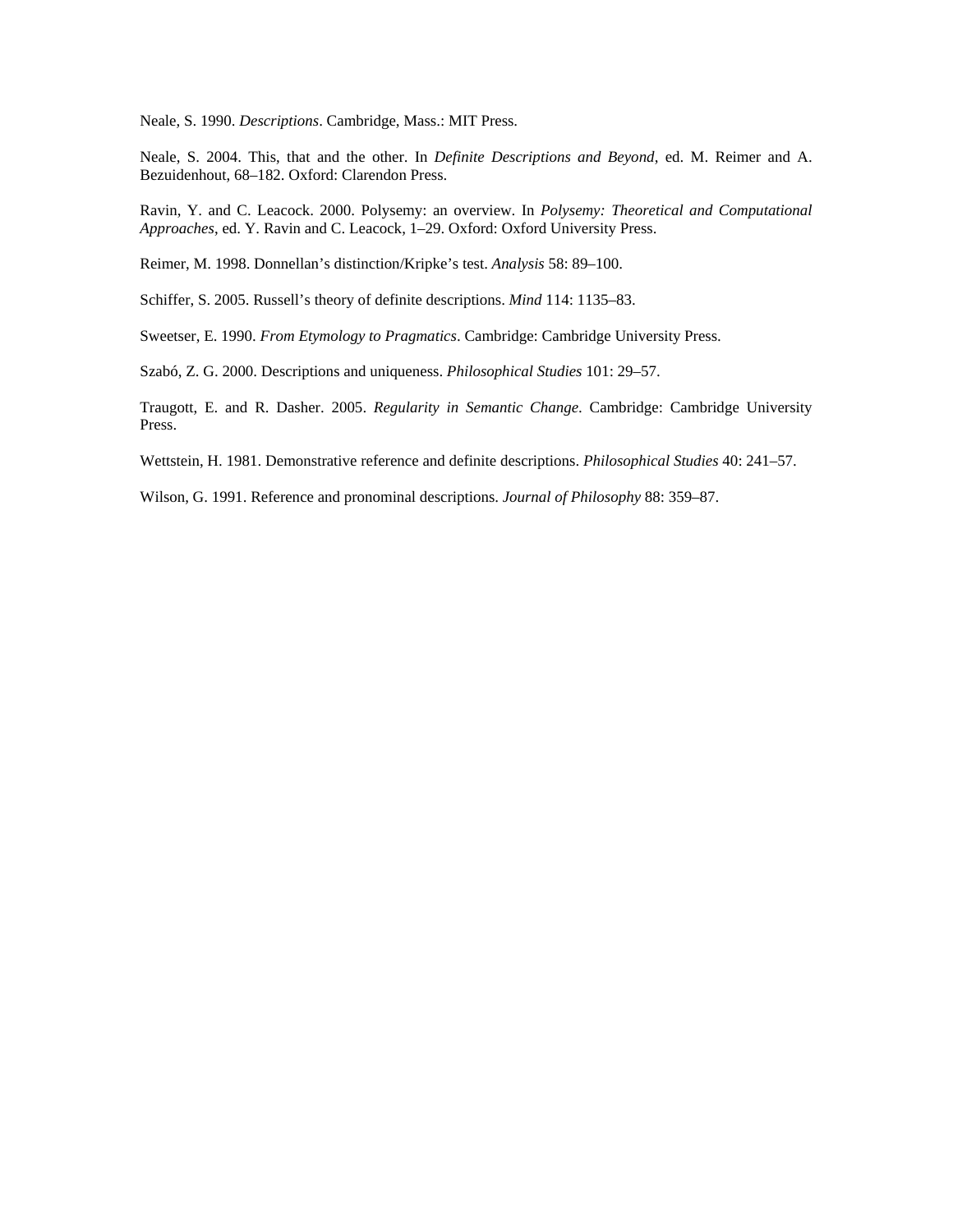Neale, S. 1990. *Descriptions*. Cambridge, Mass.: MIT Press.

Neale, S. 2004. This, that and the other. In *Definite Descriptions and Beyond*, ed. M. Reimer and A. Bezuidenhout, 68–182. Oxford: Clarendon Press.

Ravin, Y. and C. Leacock. 2000. Polysemy: an overview. In *Polysemy: Theoretical and Computational Approaches*, ed. Y. Ravin and C. Leacock, 1–29. Oxford: Oxford University Press.

Reimer, M. 1998. Donnellan's distinction/Kripke's test. *Analysis* 58: 89–100.

Schiffer, S. 2005. Russell's theory of definite descriptions. *Mind* 114: 1135–83.

Sweetser, E. 1990. *From Etymology to Pragmatics*. Cambridge: Cambridge University Press.

Szabó, Z. G. 2000. Descriptions and uniqueness. *Philosophical Studies* 101: 29–57.

Traugott, E. and R. Dasher. 2005. *Regularity in Semantic Change*. Cambridge: Cambridge University Press.

Wettstein, H. 1981. Demonstrative reference and definite descriptions. *Philosophical Studies* 40: 241–57.

Wilson, G. 1991. Reference and pronominal descriptions. *Journal of Philosophy* 88: 359–87.